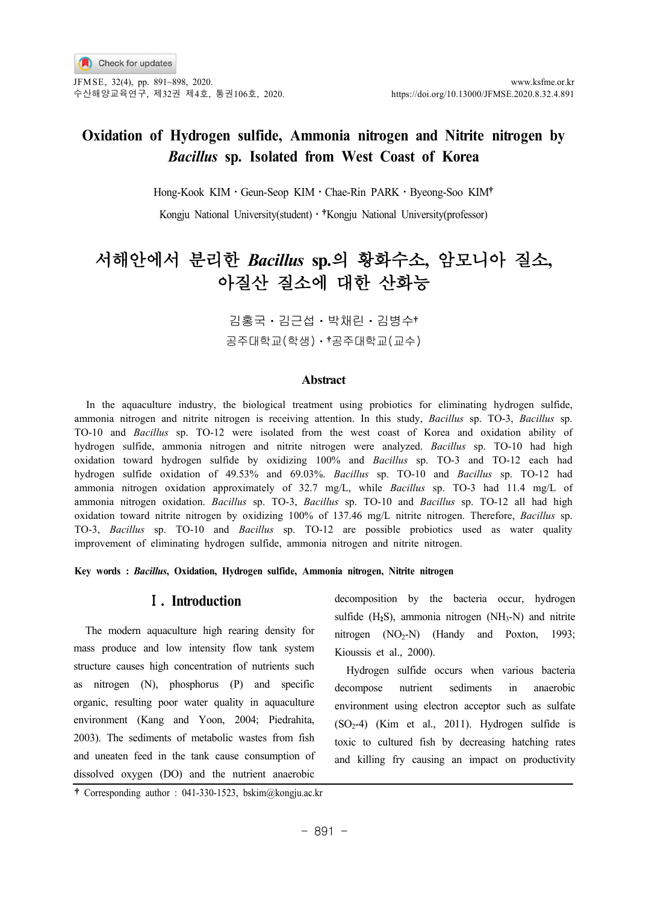# Oxidation of Hydrogen sulfide, Ammonia nitrogen and Nitrite nitrogen by *Bacillus* sp. Isolated from West Coast of Korea

Hong-Kook KIM · Geun-Seop KIM · Chae-Rin PARK · Byeong-Soo KIM†

Kongju National University(student) · †Kongju National University(professor)

# 서해안에서 분리한 *Bacillus* sp.의 황화수소, 암모니아 질소, 아질산 질소에 대한 산화능

김홍국 · 김근섭 · 박채린 · 김병수†

공주대학교(학생) · †공주대학교(교수)

## Abstract

In the aquaculture industry, the biological treatment using probiotics for eliminating hydrogen sulfide, ammonia nitrogen and nitrite nitrogen is receiving attention. In this study, *Bacillus* sp. TO-3, *Bacillus* sp. TO-10 and *Bacillus* sp. TO-12 were isolated from the west coast of Korea and oxidation ability of hydrogen sulfide, ammonia nitrogen and nitrite nitrogen were analyzed. *Bacillus* sp. TO-10 had high oxidation toward hydrogen sulfide by oxidizing 100% and *Bacillus* sp. TO-3 and TO-12 each had hydrogen sulfide oxidation of 49.53% and 69.03%. *Bacillus* sp. TO-10 and *Bacillus* sp. TO-12 had ammonia nitrogen oxidation approximately of 32.7 mg/L, while *Bacillus* sp. TO-3 had 11.4 mg/L of ammonia nitrogen oxidation. *Bacillus* sp. TO-3, *Bacillus* sp. TO-10 and *Bacillus* sp. TO-12 all had high oxidation toward nitrite nitrogen by oxidizing 100% of 137.46 mg/L nitrite nitrogen. Therefore, *Bacillus* sp. TO-3, *Bacillus* sp. TO-10 and *Bacillus* sp. TO-12 are possible probiotics used as water quality improvement of eliminating hydrogen sulfide, ammonia nitrogen and nitrite nitrogen.

**Key words : *Bacillus*, Oxidation, Hydrogen sulfide, Ammonia nitrogen, Nitrite nitrogen**

## Ⅰ. Introduction

The modern aquaculture high rearing density for mass produce and low intensity flow tank system structure causes high concentration of nutrients such as nitrogen (N), phosphorus (P) and specific organic, resulting poor water quality in aquaculture environment (Kang and Yoon, 2004; Piedrahita, 2003). The sediments of metabolic wastes from fish and uneaten feed in the tank cause consumption of dissolved oxygen (DO) and the nutrient anaerobic decomposition by the bacteria occur, hydrogen sulfide ($H_2S$), ammonia nitrogen ($NH_3$-N) and nitrite nitrogen ($NO_2$-N) (Handy and Poxton, 1993; Kioussis et al., 2000).

Hydrogen sulfide occurs when various bacteria decompose nutrient sediments in anaerobic environment using electron acceptor such as sulfate ($SO_2$-4) (Kim et al., 2011). Hydrogen sulfide is toxic to cultured fish by decreasing hatching rates and killing fry causing an impact on productivity

† Corresponding author : 041-330-1523, bskim@kongju.ac.kr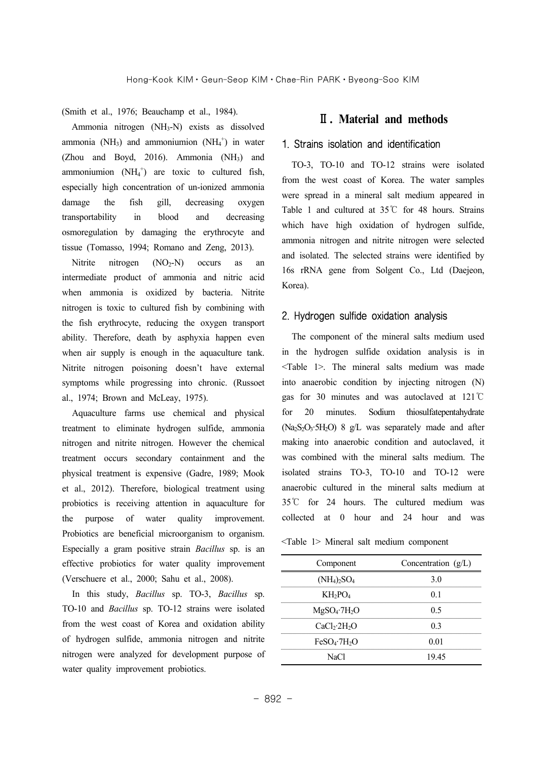(Smith et al., 1976; Beauchamp et al., 1984).

Ammonia nitrogen ($NH_3$-N) exists as dissolved ammonia ($NH_3$) and ammoniumion ($NH_4^+$) in water (Zhou and Boyd, 2016). Ammonia ($NH_3$) and ammoniumion ($NH_4^+$) are toxic to cultured fish, especially high concentration of un-ionized ammonia damage the fish gill, decreasing oxygen transportability in blood and decreasing osmoregulation by damaging the erythrocyte and tissue (Tomasso, 1994; Romano and Zeng, 2013).

Nitrite nitrogen ($NO_2$-N) occurs as an intermediate product of ammonia and nitric acid when ammonia is oxidized by bacteria. Nitrite nitrogen is toxic to cultured fish by combining with the fish erythrocyte, reducing the oxygen transport ability. Therefore, death by asphyxia happen even when air supply is enough in the aquaculture tank. Nitrite nitrogen poisoning doesn't have external symptoms while progressing into chronic. (Russoet al., 1974; Brown and McLeay, 1975).

Aquaculture farms use chemical and physical treatment to eliminate hydrogen sulfide, ammonia nitrogen and nitrite nitrogen. However the chemical treatment occurs secondary containment and the physical treatment is expensive (Gadre, 1989; Mook et al., 2012). Therefore, biological treatment using probiotics is receiving attention in aquaculture for the purpose of water quality improvement. Probiotics are beneficial microorganism to organism. Especially a gram positive strain *Bacillus* sp. is an effective probiotics for water quality improvement (Verschuere et al., 2000; Sahu et al., 2008).

In this study, *Bacillus* sp. TO-3, *Bacillus* sp. TO-10 and *Bacillus* sp. TO-12 strains were isolated from the west coast of Korea and oxidation ability of hydrogen sulfide, ammonia nitrogen and nitrite nitrogen were analyzed for development purpose of water quality improvement probiotics.

## Ⅱ. Material and methods

### 1. Strains isolation and identification

TO-3, TO-10 and TO-12 strains were isolated from the west coast of Korea. The water samples were spread in a mineral salt medium appeared in Table 1 and cultured at 35℃ for 48 hours. Strains which have high oxidation of hydrogen sulfide, ammonia nitrogen and nitrite nitrogen were selected and isolated. The selected strains were identified by 16s rRNA gene from Solgent Co., Ltd (Daejeon, Korea).

### 2. Hydrogen sulfide oxidation analysis

The component of the mineral salts medium used in the hydrogen sulfide oxidation analysis is in <Table 1>. The mineral salts medium was made into anaerobic condition by injecting nitrogen (N) gas for 30 minutes and was autoclaved at 121℃ for 20 minutes. Sodium thiosulfatepentahydrate ($Na_2S_2O_3 \cdot 5H_2O$) 8 g/L was separately made and after making into anaerobic condition and autoclaved, it was combined with the mineral salts medium. The isolated strains TO-3, TO-10 and TO-12 were anaerobic cultured in the mineral salts medium at 35℃ for 24 hours. The cultured medium was collected at 0 hour and 24 hour and was

<Table 1> Mineral salt medium component

| Component | Concentration (g/L) |
|---|---|
| $(NH_4)_2SO_4$ | 3.0 |
| $KH_2PO_4$ | 0.1 |
| $MgSO_4 \cdot 7H_2O$ | 0.5 |
| $CaCl_2 \cdot 2H_2O$ | 0.3 |
| $FeSO_4 \cdot 7H_2O$ | 0.01 |
| NaCl | 19.45 |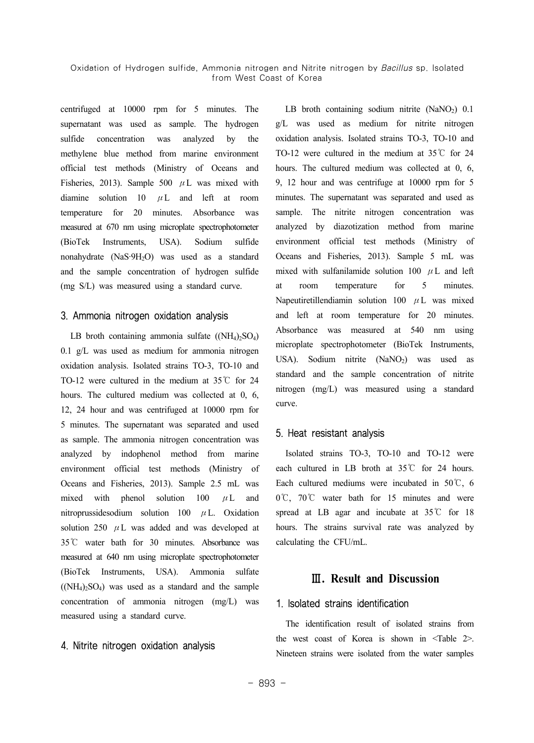centrifuged at 10000 rpm for 5 minutes. The supernatant was used as sample. The hydrogen sulfide concentration was analyzed by the methylene blue method from marine environment official test methods (Ministry of Oceans and Fisheries, 2013). Sample 500 $\mu$L was mixed with diamine solution 10 $\mu$L and left at room temperature for 20 minutes. Absorbance was measured at 670 nm using microplate spectrophotometer (BioTek Instruments, USA). Sodium sulfide nonahydrate ($NaS{\cdot}9H_2O$) was used as a standard and the sample concentration of hydrogen sulfide (mg S/L) was measured using a standard curve.

### 3. Ammonia nitrogen oxidation analysis

LB broth containing ammonia sulfate ($(NH_4)_2SO_4$) 0.1 g/L was used as medium for ammonia nitrogen oxidation analysis. Isolated strains TO-3, TO-10 and TO-12 were cultured in the medium at 35℃ for 24 hours. The cultured medium was collected at 0, 6, 12, 24 hour and was centrifuged at 10000 rpm for 5 minutes. The supernatant was separated and used as sample. The ammonia nitrogen concentration was analyzed by indophenol method from marine environment official test methods (Ministry of Oceans and Fisheries, 2013). Sample 2.5 mL was mixed with phenol solution 100 $\mu$L and nitroprussidesodium solution 100 $\mu$L. Oxidation solution 250 $\mu$L was added and was developed at 35℃ water bath for 30 minutes. Absorbance was measured at 640 nm using microplate spectrophotometer (BioTek Instruments, USA). Ammonia sulfate ($(NH_4)_2SO_4$) was used as a standard and the sample concentration of ammonia nitrogen (mg/L) was measured using a standard curve.

### 4. Nitrite nitrogen oxidation analysis

LB broth containing sodium nitrite ($NaNO_2$) 0.1 g/L was used as medium for nitrite nitrogen oxidation analysis. Isolated strains TO-3, TO-10 and TO-12 were cultured in the medium at 35℃ for 24 hours. The cultured medium was collected at 0, 6, 9, 12 hour and was centrifuge at 10000 rpm for 5 minutes. The supernatant was separated and used as sample. The nitrite nitrogen concentration was analyzed by diazotization method from marine environment official test methods (Ministry of Oceans and Fisheries, 2013). Sample 5 mL was mixed with sulfanilamide solution 100 $\mu$L and left at room temperature for 5 minutes. Napeutiretillendiamin solution 100 $\mu$L was mixed and left at room temperature for 20 minutes. Absorbance was measured at 540 nm using microplate spectrophotometer (BioTek Instruments, USA). Sodium nitrite ($NaNO_2$) was used as standard and the sample concentration of nitrite nitrogen (mg/L) was measured using a standard curve.

### 5. Heat resistant analysis

Isolated strains TO-3, TO-10 and TO-12 were each cultured in LB broth at 35℃ for 24 hours. Each cultured mediums were incubated in 50℃, 60℃, 70℃ water bath for 15 minutes and were spread at LB agar and incubate at 35℃ for 18 hours. The strains survival rate was analyzed by calculating the CFU/mL.

## Ⅲ. Result and Discussion

### 1. Isolated strains identification

The identification result of isolated strains from the west coast of Korea is shown in <Table 2>. Nineteen strains were isolated from the water samples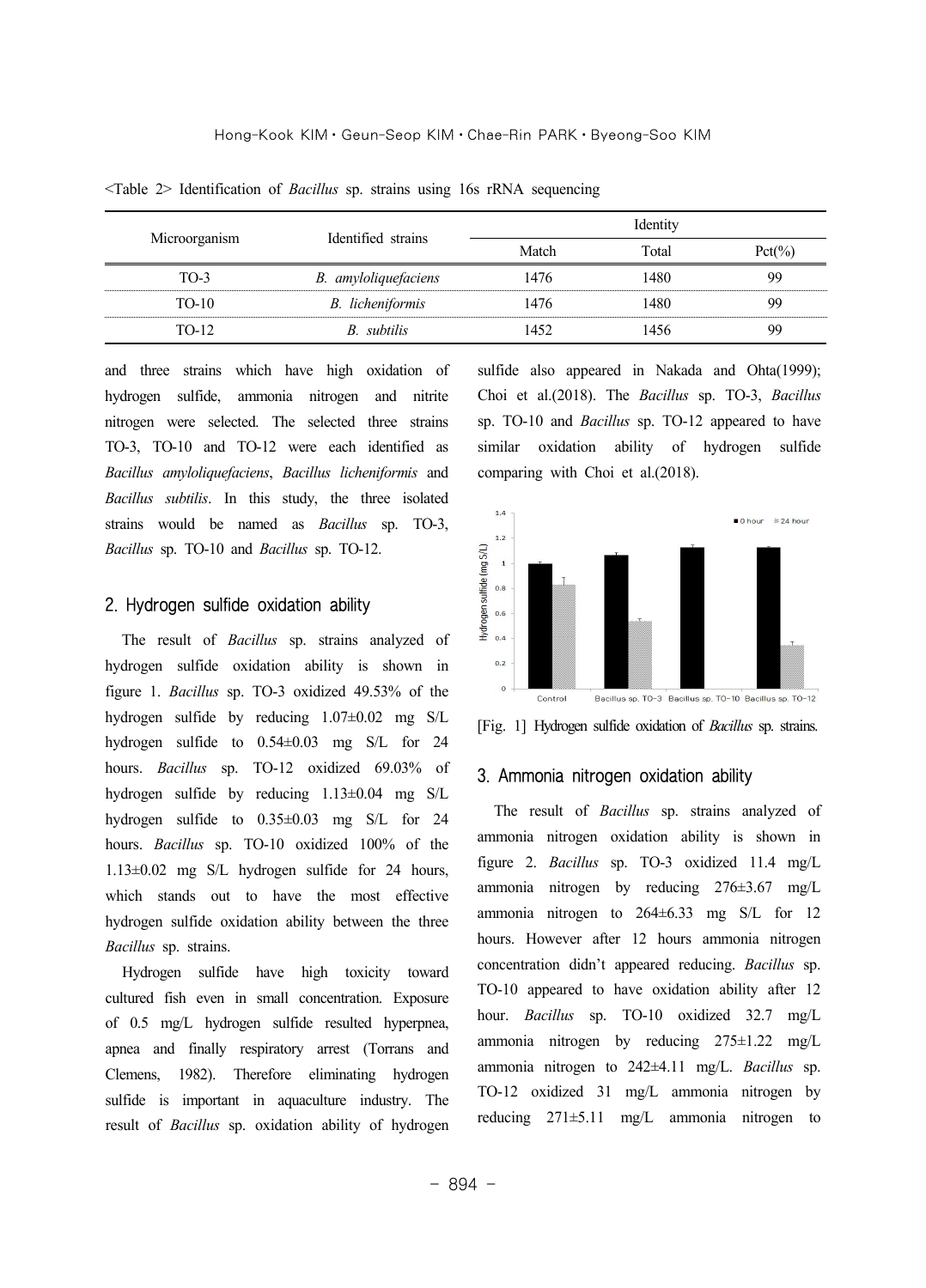<Table 2> Identification of *Bacillus* sp. strains using 16s rRNA sequencing

| Microorganism | Identified strains | Identity | | |
|---|---|---|---|---|
| | | Match | Total | Pct(%) |
| TO-3 | *B. amyloliquefaciens* | 1476 | 1480 | 99 |
| TO-10 | *B. licheniformis* | 1476 | 1480 | 99 |
| TO-12 | *B. subtilis* | 1452 | 1456 | 99 |

and three strains which have high oxidation of hydrogen sulfide, ammonia nitrogen and nitrite nitrogen were selected. The selected three strains TO-3, TO-10 and TO-12 were each identified as *Bacillus amyloliquefaciens*, *Bacillus licheniformis* and *Bacillus subtilis*. In this study, the three isolated strains would be named as *Bacillus* sp. TO-3, *Bacillus* sp. TO-10 and *Bacillus* sp. TO-12.

## 2. Hydrogen sulfide oxidation ability

The result of *Bacillus* sp. strains analyzed of hydrogen sulfide oxidation ability is shown in figure 1. *Bacillus* sp. TO-3 oxidized 49.53% of the hydrogen sulfide by reducing 1.07±0.02 mg S/L hydrogen sulfide to 0.54±0.03 mg S/L for 24 hours. *Bacillus* sp. TO-12 oxidized 69.03% of hydrogen sulfide by reducing 1.13±0.04 mg S/L hydrogen sulfide to 0.35±0.03 mg S/L for 24 hours. *Bacillus* sp. TO-10 oxidized 100% of the 1.13±0.02 mg S/L hydrogen sulfide for 24 hours, which stands out to have the most effective hydrogen sulfide oxidation ability between the three *Bacillus* sp. strains.

Hydrogen sulfide have high toxicity toward cultured fish even in small concentration. Exposure of 0.5 mg/L hydrogen sulfide resulted hyperpnea, apnea and finally respiratory arrest (Torrans and Clemens, 1982). Therefore eliminating hydrogen sulfide is important in aquaculture industry. The result of *Bacillus* sp. oxidation ability of hydrogen sulfide also appeared in Nakada and Ohta(1999); Choi et al.(2018). The *Bacillus* sp. TO-3, *Bacillus* sp. TO-10 and *Bacillus* sp. TO-12 appeared to have similar oxidation ability of hydrogen sulfide comparing with Choi et al.(2018).

[Fig. 1] Hydrogen sulfide oxidation of *Bacillus* sp. strains.

## 3. Ammonia nitrogen oxidation ability

The result of *Bacillus* sp. strains analyzed of ammonia nitrogen oxidation ability is shown in figure 2. *Bacillus* sp. TO-3 oxidized 11.4 mg/L ammonia nitrogen by reducing 276±3.67 mg/L ammonia nitrogen to 264±6.33 mg S/L for 12 hours. However after 12 hours ammonia nitrogen concentration didn't appeared reducing. *Bacillus* sp. TO-10 appeared to have oxidation ability after 12 hour. *Bacillus* sp. TO-10 oxidized 32.7 mg/L ammonia nitrogen by reducing 275±1.22 mg/L ammonia nitrogen to 242±4.11 mg/L. *Bacillus* sp. TO-12 oxidized 31 mg/L ammonia nitrogen by reducing 271±5.11 mg/L ammonia nitrogen to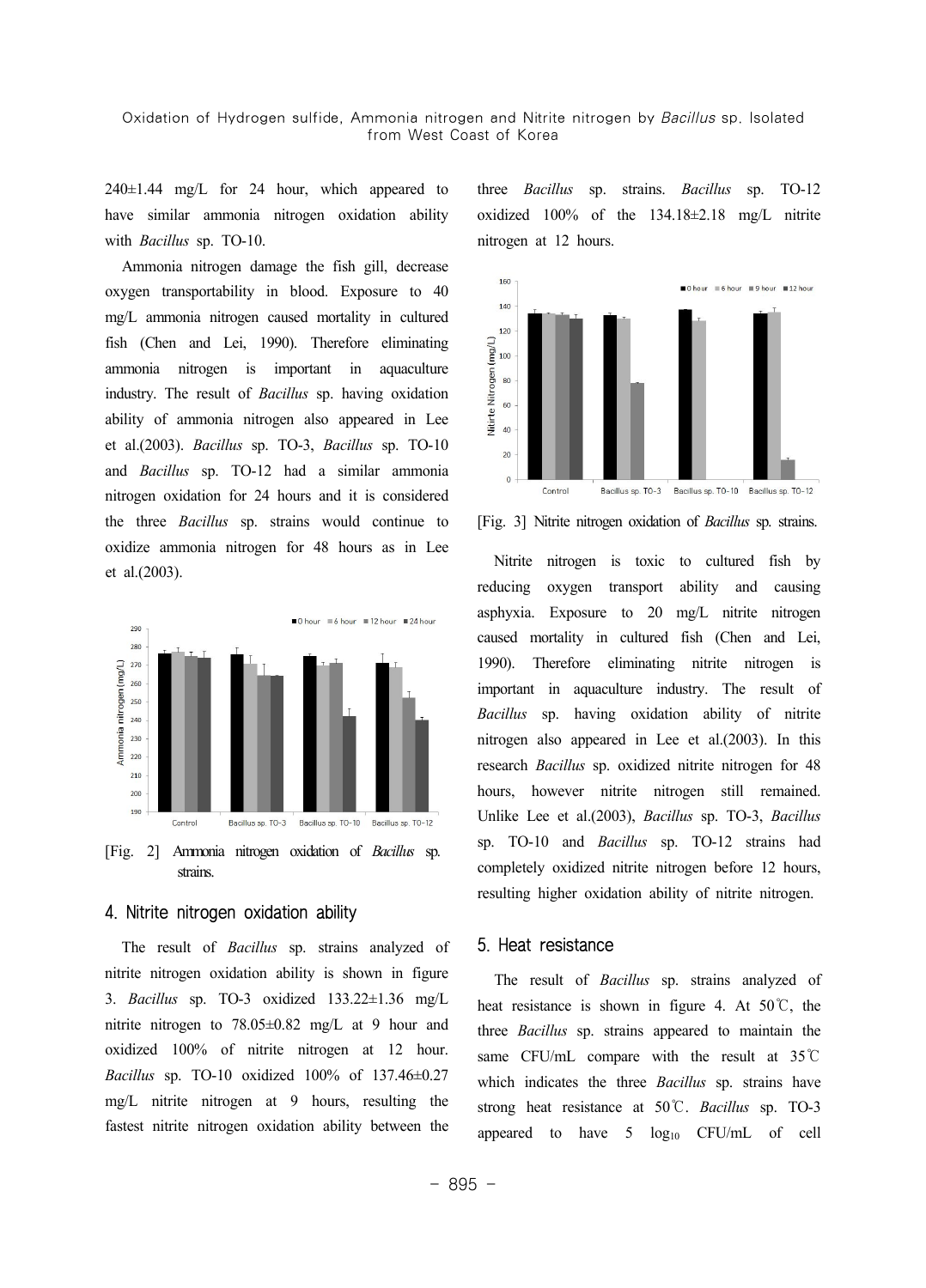240±1.44 mg/L for 24 hour, which appeared to have similar ammonia nitrogen oxidation ability with *Bacillus* sp. TO-10.

Ammonia nitrogen damage the fish gill, decrease oxygen transportability in blood. Exposure to 40 mg/L ammonia nitrogen caused mortality in cultured fish (Chen and Lei, 1990). Therefore eliminating ammonia nitrogen is important in aquaculture industry. The result of *Bacillus* sp. having oxidation ability of ammonia nitrogen also appeared in Lee et al.(2003). *Bacillus* sp. TO-3, *Bacillus* sp. TO-10 and *Bacillus* sp. TO-12 had a similar ammonia nitrogen oxidation for 24 hours and it is considered the three *Bacillus* sp. strains would continue to oxidize ammonia nitrogen for 48 hours as in Lee et al.(2003).

[Fig. 2] Ammonia nitrogen oxidation of *Bacillus* sp. strains.

## 4. Nitrite nitrogen oxidation ability

The result of *Bacillus* sp. strains analyzed of nitrite nitrogen oxidation ability is shown in figure 3. *Bacillus* sp. TO-3 oxidized 133.22±1.36 mg/L nitrite nitrogen to 78.05±0.82 mg/L at 9 hour and oxidized 100% of nitrite nitrogen at 12 hour. *Bacillus* sp. TO-10 oxidized 100% of 137.46±0.27 mg/L nitrite nitrogen at 9 hours, resulting the fastest nitrite nitrogen oxidation ability between the three *Bacillus* sp. strains. *Bacillus* sp. TO-12 oxidized 100% of the 134.18±2.18 mg/L nitrite nitrogen at 12 hours.

[Fig. 3] Nitrite nitrogen oxidation of *Bacillus* sp. strains.

Nitrite nitrogen is toxic to cultured fish by reducing oxygen transport ability and causing asphyxia. Exposure to 20 mg/L nitrite nitrogen caused mortality in cultured fish (Chen and Lei, 1990). Therefore eliminating nitrite nitrogen is important in aquaculture industry. The result of *Bacillus* sp. having oxidation ability of nitrite nitrogen also appeared in Lee et al.(2003). In this research *Bacillus* sp. oxidized nitrite nitrogen for 48 hours, however nitrite nitrogen still remained. Unlike Lee et al.(2003), *Bacillus* sp. TO-3, *Bacillus* sp. TO-10 and *Bacillus* sp. TO-12 strains had completely oxidized nitrite nitrogen before 12 hours, resulting higher oxidation ability of nitrite nitrogen.

## 5. Heat resistance

The result of *Bacillus* sp. strains analyzed of heat resistance is shown in figure 4. At 50℃, the three *Bacillus* sp. strains appeared to maintain the same CFU/mL compare with the result at 35℃ which indicates the three *Bacillus* sp. strains have strong heat resistance at 50℃. *Bacillus* sp. TO-3 appeared to have 5 $\log_{10}$ CFU/mL of cell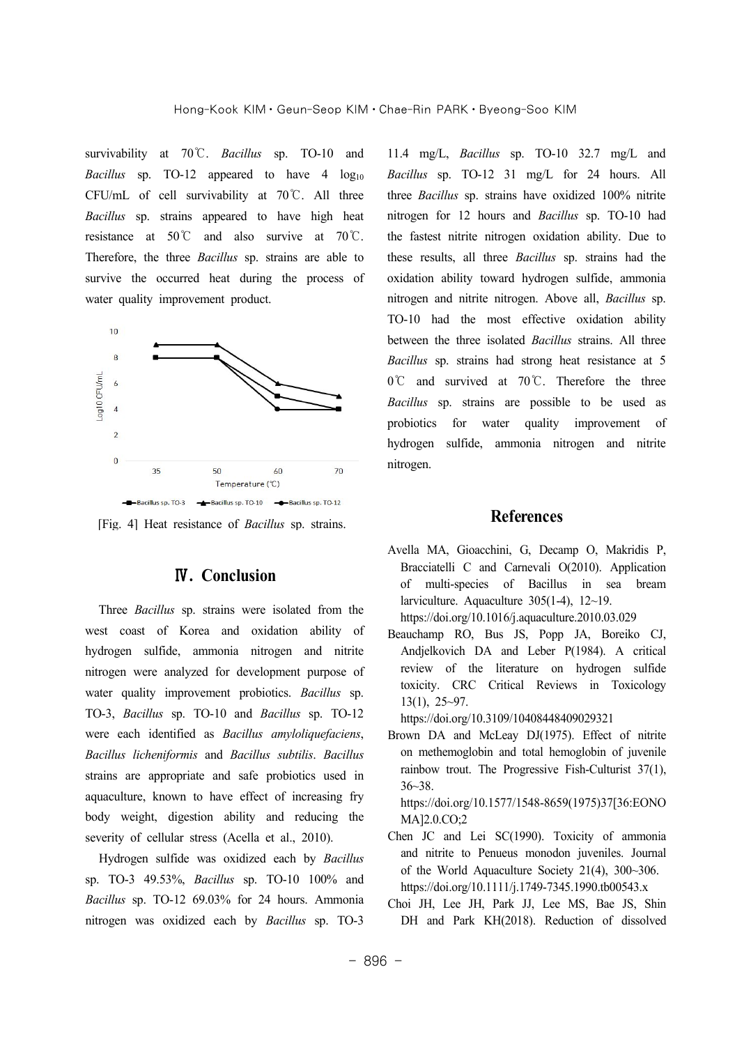survivability at 70℃. *Bacillus* sp. TO-10 and *Bacillus* sp. TO-12 appeared to have 4 $\log_{10}$ CFU/mL of cell survivability at 70℃. All three *Bacillus* sp. strains appeared to have high heat resistance at 50℃ and also survive at 70℃. Therefore, the three *Bacillus* sp. strains are able to survive the occurred heat during the process of water quality improvement product.

[Fig. 4] Heat resistance of *Bacillus* sp. strains.

## Ⅳ. Conclusion

Three *Bacillus* sp. strains were isolated from the west coast of Korea and oxidation ability of hydrogen sulfide, ammonia nitrogen and nitrite nitrogen were analyzed for development purpose of water quality improvement probiotics. *Bacillus* sp. TO-3, *Bacillus* sp. TO-10 and *Bacillus* sp. TO-12 were each identified as *Bacillus amyloliquefaciens*, *Bacillus licheniformis* and *Bacillus subtilis*. *Bacillus* strains are appropriate and safe probiotics used in aquaculture, known to have effect of increasing fry body weight, digestion ability and reducing the severity of cellular stress (Acella et al., 2010).

Hydrogen sulfide was oxidized each by *Bacillus* sp. TO-3 49.53%, *Bacillus* sp. TO-10 100% and *Bacillus* sp. TO-12 69.03% for 24 hours. Ammonia nitrogen was oxidized each by *Bacillus* sp. TO-3 11.4 mg/L, *Bacillus* sp. TO-10 32.7 mg/L and *Bacillus* sp. TO-12 31 mg/L for 24 hours. All three *Bacillus* sp. strains have oxidized 100% nitrite nitrogen for 12 hours and *Bacillus* sp. TO-10 had the fastest nitrite nitrogen oxidation ability. Due to these results, all three *Bacillus* sp. strains had the oxidation ability toward hydrogen sulfide, ammonia nitrogen and nitrite nitrogen. Above all, *Bacillus* sp. TO-10 had the most effective oxidation ability between the three isolated *Bacillus* strains. All three *Bacillus* sp. strains had strong heat resistance at 5 0℃ and survived at 70℃. Therefore the three *Bacillus* sp. strains are possible to be used as probiotics for water quality improvement of hydrogen sulfide, ammonia nitrogen and nitrite nitrogen.

## References

Avella MA, Gioacchini, G, Decamp O, Makridis P, Bracciatelli C and Carnevali O(2010). Application of multi-species of Bacillus in sea bream larviculture. Aquaculture 305(1-4), 12~19. https://doi.org/10.1016/j.aquaculture.2010.03.029

Beauchamp RO, Bus JS, Popp JA, Boreiko CJ, Andjelkovich DA and Leber P(1984). A critical review of the literature on hydrogen sulfide toxicity. CRC Critical Reviews in Toxicology 13(1), 25~97. https://doi.org/10.3109/10408448409029321

Brown DA and McLeay DJ(1975). Effect of nitrite on methemoglobin and total hemoglobin of juvenile rainbow trout. The Progressive Fish-Culturist 37(1), 36~38. https://doi.org/10.1577/1548-8659(1975)37[36:EONOMA]2.0.CO;2

Chen JC and Lei SC(1990). Toxicity of ammonia and nitrite to Penueus monodon juveniles. Journal of the World Aquaculture Society 21(4), 300~306. https://doi.org/10.1111/j.1749-7345.1990.tb00543.x

Choi JH, Lee JH, Park JJ, Lee MS, Bae JS, Shin DH and Park KH(2018). Reduction of dissolved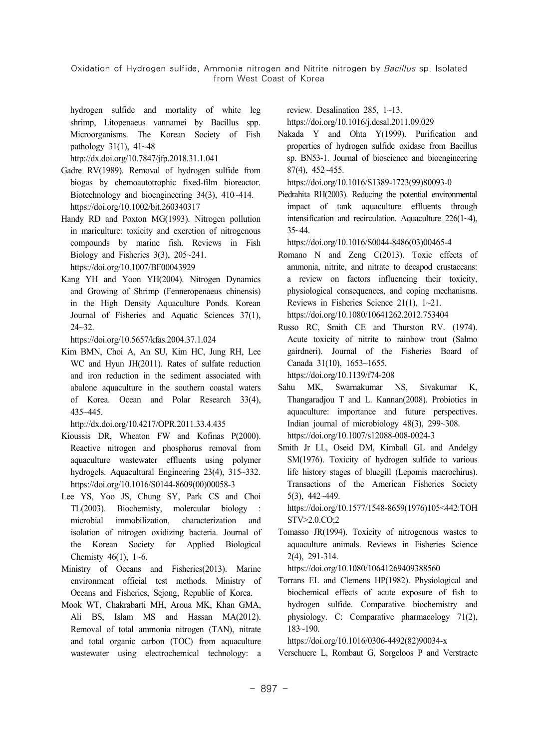hydrogen sulfide and mortality of white leg shrimp, Litopenaeus vannamei by Bacillus spp. Microorganisms. The Korean Society of Fish pathology 31(1), 41~48
http://dx.doi.org/10.7847/jfp.2018.31.1.041

Gadre RV(1989). Removal of hydrogen sulfide from biogas by chemoautotrophic fixed-film bioreactor. Biotechnology and bioengineering 34(3), 410~414.
https://doi.org/10.1002/bit.260340317

Handy RD and Poxton MG(1993). Nitrogen pollution in mariculture: toxicity and excretion of nitrogenous compounds by marine fish. Reviews in Fish Biology and Fisheries 3(3), 205~241.
https://doi.org/10.1007/BF00043929

Kang YH and Yoon YH(2004). Nitrogen Dynamics and Growing of Shrimp (Fenneropenaeus chinensis) in the High Density Aquaculture Ponds. Korean Journal of Fisheries and Aquatic Sciences 37(1), 24~32.
https://doi.org/10.5657/kfas.2004.37.1.024

Kim BMN, Choi A, An SU, Kim HC, Jung RH, Lee WC and Hyun JH(2011). Rates of sulfate reduction and iron reduction in the sediment associated with abalone aquaculture in the southern coastal waters of Korea. Ocean and Polar Research 33(4), 435~445.
http://dx.doi.org/10.4217/OPR.2011.33.4.435

Kioussis DR, Wheaton FW and Kofinas P(2000). Reactive nitrogen and phosphorus removal from aquaculture wastewater effluents using polymer hydrogels. Aquacultural Engineering 23(4), 315~332.
https://doi.org/10.1016/S0144-8609(00)00058-3

Lee YS, Yoo JS, Chung SY, Park CS and Choi TL(2003). Biochemisty, molercular biology : microbial immobilization, characterization and isolation of nitrogen oxidizing bacteria. Journal of the Korean Society for Applied Biological Chemisty 46(1), 1~6.

Ministry of Oceans and Fisheries(2013). Marine environment official test methods. Ministry of Oceans and Fisheries, Sejong, Republic of Korea.

Mook WT, Chakrabarti MH, Aroua MK, Khan GMA, Ali BS, Islam MS and Hassan MA(2012). Removal of total ammonia nitrogen (TAN), nitrate and total organic carbon (TOC) from aquaculture wastewater using electrochemical technology: a review. Desalination 285, 1~13.
https://doi.org/10.1016/j.desal.2011.09.029

Nakada Y and Ohta Y(1999). Purification and properties of hydrogen sulfide oxidase from Bacillus sp. BN53-1. Journal of bioscience and bioengineering 87(4), 452~455.
https://doi.org/10.1016/S1389-1723(99)80093-0

Piedrahita RH(2003). Reducing the potential environmental impact of tank aquaculture effluents through intensification and recirculation. Aquaculture 226(1~4), 35~44.
https://doi.org/10.1016/S0044-8486(03)00465-4

Romano N and Zeng C(2013). Toxic effects of ammonia, nitrite, and nitrate to decapod crustaceans: a review on factors influencing their toxicity, physiological consequences, and coping mechanisms. Reviews in Fisheries Science 21(1), 1~21.
https://doi.org/10.1080/10641262.2012.753404

Russo RC, Smith CE and Thurston RV. (1974). Acute toxicity of nitrite to rainbow trout (Salmo gairdneri). Journal of the Fisheries Board of Canada 31(10), 1653~1655.
https://doi.org/10.1139/f74-208

Sahu MK, Swarnakumar NS, Sivakumar K, Thangaradjou T and L. Kannan(2008). Probiotics in aquaculture: importance and future perspectives. Indian journal of microbiology 48(3), 299~308.
https://doi.org/10.1007/s12088-008-0024-3

Smith Jr LL, Oseid DM, Kimball GL and Andelgy SM(1976). Toxicity of hydrogen sulfide to various life history stages of bluegill (Lepomis macrochirus). Transactions of the American Fisheries Society 5(3), 442~449.
https://doi.org/10.1577/1548-8659(1976)105<442:TOHSTV>2.0.CO;2

Tomasso JR(1994). Toxicity of nitrogenous wastes to aquaculture animals. Reviews in Fisheries Science 2(4), 291-314.
https://doi.org/10.1080/10641269409388560

Torrans EL and Clemens HP(1982). Physiological and biochemical effects of acute exposure of fish to hydrogen sulfide. Comparative biochemistry and physiology. C: Comparative pharmacology 71(2), 183~190.
https://doi.org/10.1016/0306-4492(82)90034-x

Verschuere L, Rombaut G, Sorgeloos P and Verstraete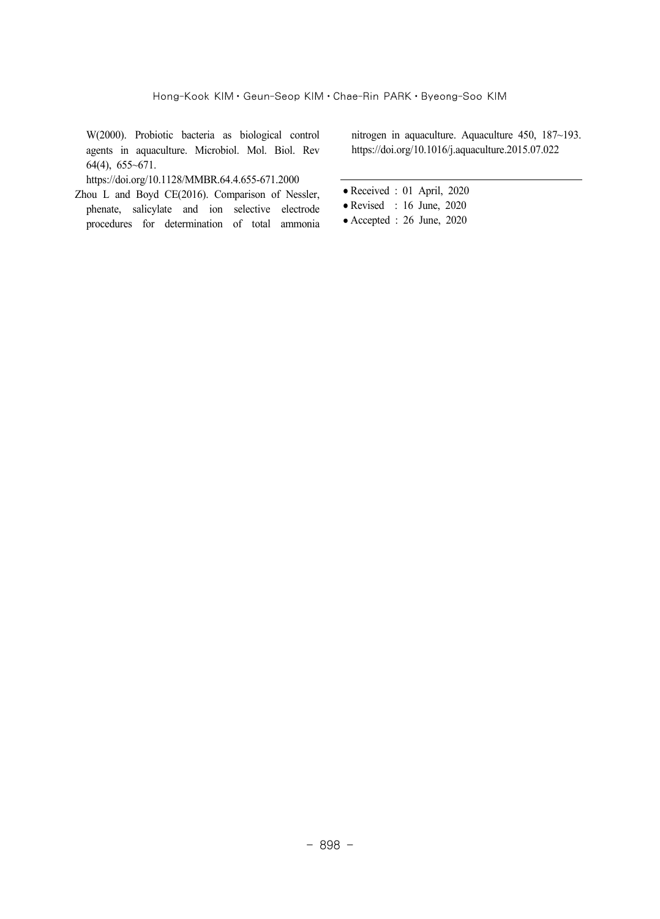W(2000). Probiotic bacteria as biological control agents in aquaculture. Microbiol. Mol. Biol. Rev 64(4), 655~671.
https://doi.org/10.1128/MMBR.64.4.655-671.2000

Zhou L and Boyd CE(2016). Comparison of Nessler, phenate, salicylate and ion selective electrode procedures for determination of total ammonia nitrogen in aquaculture. Aquaculture 450, 187~193. https://doi.org/10.1016/j.aquaculture.2015.07.022

---

- Received : 01 April, 2020
- Revised : 16 June, 2020
- Accepted : 26 June, 2020